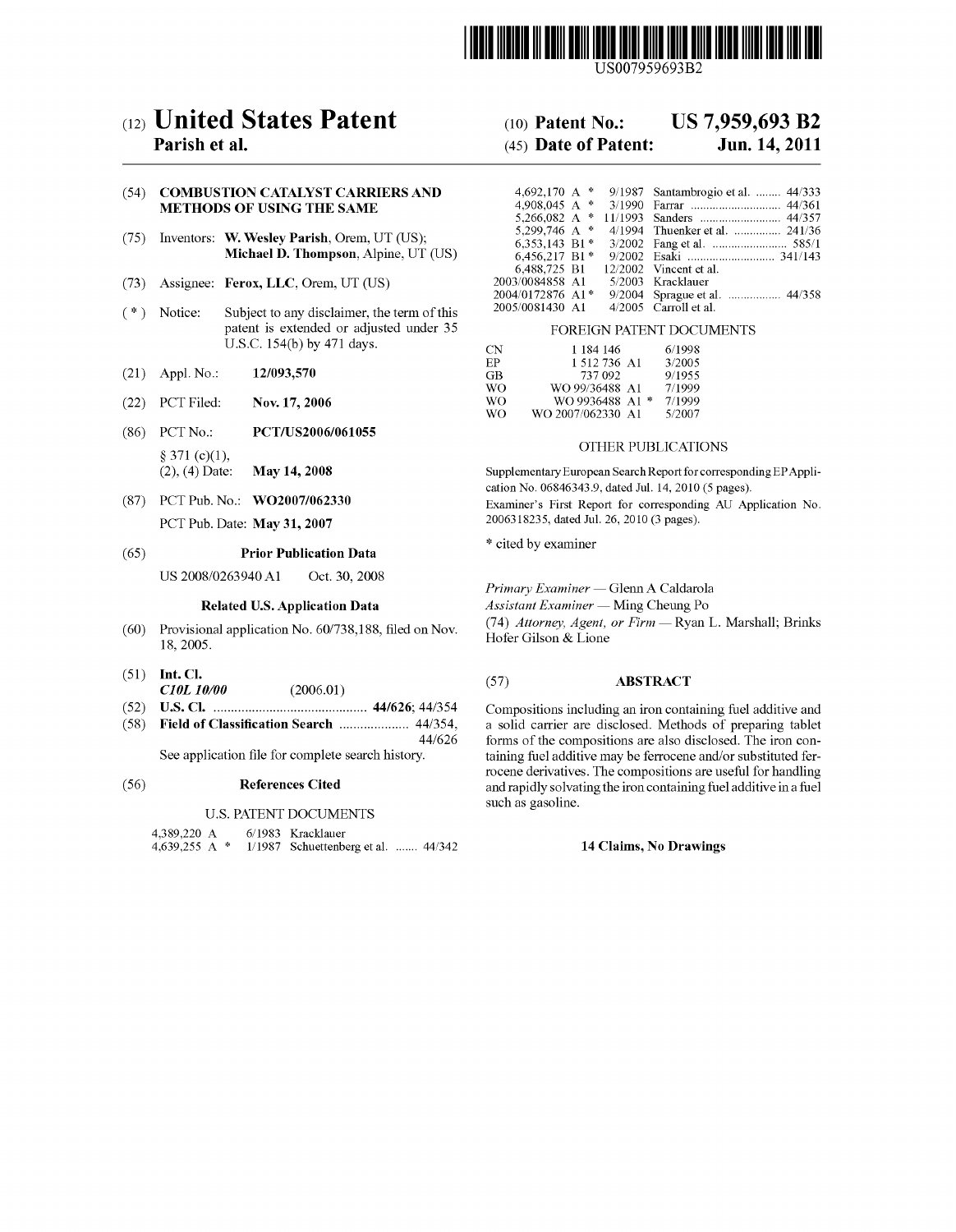US007959693B2

# (12) United States Patent
**Parish et al.**

(10) **Patent No.: US 7,959,693 B2**

(45) **Date of Patent: Jun. 14, 2011**

(54) **COMBUSTION CATALYST CARRIERS AND METHODS OF USING THE SAME**

(75) Inventors: **W. Wesley Parish**, Orem, UT (US); **Michael D. Thompson**, Alpine, UT (US)

(73) Assignee: **Ferox, LLC**, Orem, UT (US)

( * ) Notice: Subject to any disclaimer, the term of this patent is extended or adjusted under 35 U.S.C. 154(b) by 471 days.

(21) Appl. No.: **12/093,570**

(22) PCT Filed: **Nov. 17, 2006**

(86) PCT No.: **PCT/US2006/061055**

§ 371 (c)(1),
(2), (4) Date: **May 14, 2008**

(87) PCT Pub. No.: **WO2007/062330**

PCT Pub. Date: **May 31, 2007**

(65) **Prior Publication Data**

US 2008/0263940 A1 Oct. 30, 2008

**Related U.S. Application Data**

(60) Provisional application No. 60/738,188, filed on Nov. 18, 2005.

(51) **Int. Cl.**
*C10L 10/00* (2006.01)

(52) **U.S. Cl.** ........................................... **44/626**; 44/354

(58) **Field of Classification Search** .................... 44/354, 44/626

See application file for complete search history.

(56) **References Cited**

U.S. PATENT DOCUMENTS

| | | | |
|---|---|---|---|
| 4,389,220 A | 6/1983 | Kracklauer | |
| 4,639,255 A * | 1/1987 | Schuettenberg et al. | 44/342 |
| 4,692,170 A * | 9/1987 | Santambrogio et al. | 44/333 |
| 4,908,045 A * | 3/1990 | Farrar | 44/361 |
| 5,266,082 A * | 11/1993 | Sanders | 44/357 |
| 5,299,746 A * | 4/1994 | Thuenker et al. | 241/36 |
| 6,353,143 B1 * | 3/2002 | Fang et al. | 585/1 |
| 6,456,217 B1 * | 9/2002 | Esaki | 341/143 |
| 6,488,725 B1 | 12/2002 | Vincent et al. | |
| 2003/0084858 A1 | 5/2003 | Kracklauer | |
| 2004/0172876 A1 * | 9/2004 | Sprague et al. | 44/358 |
| 2005/0081430 A1 | 4/2005 | Carroll et al. | |

FOREIGN PATENT DOCUMENTS

| | | |
|---|---|---|
| CN | 1 184 146 | 6/1998 |
| EP | 1 512 736 A1 | 3/2005 |
| GB | 737 092 | 9/1955 |
| WO | WO 99/36488 A1 | 7/1999 |
| WO | WO 9936488 A1 * | 7/1999 |
| WO | WO 2007/062330 A1 | 5/2007 |

OTHER PUBLICATIONS

Supplementary European Search Report for corresponding EP Application No. 06846343.9, dated Jul. 14, 2010 (5 pages).

Examiner's First Report for corresponding AU Application No. 2006318235, dated Jul. 26, 2010 (3 pages).

\* cited by examiner

*Primary Examiner* — Glenn A Caldarola

*Assistant Examiner* — Ming Cheung Po

(74) *Attorney, Agent, or Firm* — Ryan L. Marshall; Brinks Hofer Gilson & Lione

(57) **ABSTRACT**

Compositions including an iron containing fuel additive and a solid carrier are disclosed. Methods of preparing tablet forms of the compositions are also disclosed. The iron containing fuel additive may be ferrocene and/or substituted ferrocene derivatives. The compositions are useful for handling and rapidly solvating the iron containing fuel additive in a fuel such as gasoline.

**14 Claims, No Drawings**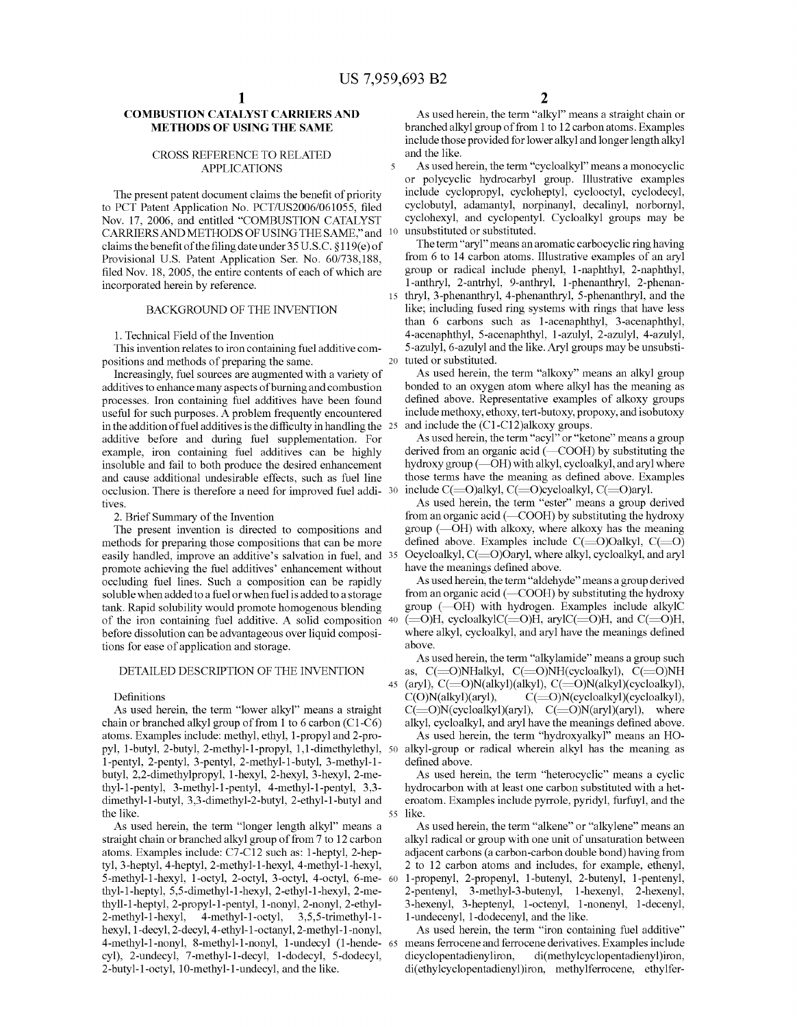# COMBUSTION CATALYST CARRIERS AND METHODS OF USING THE SAME

## CROSS REFERENCE TO RELATED APPLICATIONS

The present patent document claims the benefit of priority to PCT Patent Application No. PCT/US2006/061055, filed Nov. 17, 2006, and entitled "COMBUSTION CATALYST CARRIERS AND METHODS OF USING THE SAME," and claims the benefit of the filing date under 35 U.S.C. §119(e) of Provisional U.S. Patent Application Ser. No. 60/738,188, filed Nov. 18, 2005, the entire contents of each of which are incorporated herein by reference.

## BACKGROUND OF THE INVENTION

1. Technical Field of the Invention

This invention relates to iron containing fuel additive compositions and methods of preparing the same.

Increasingly, fuel sources are augmented with a variety of additives to enhance many aspects of burning and combustion processes. Iron containing fuel additives have been found useful for such purposes. A problem frequently encountered in the addition of fuel additives is the difficulty in handling the additive before and during fuel supplementation. For example, iron containing fuel additives can be highly insoluble and fail to both produce the desired enhancement and cause additional undesirable effects, such as fuel line occlusion. There is therefore a need for improved fuel additives.

2. Brief Summary of the Invention

The present invention is directed to compositions and methods for preparing those compositions that can be more easily handled, improve an additive's salvation in fuel, and promote achieving the fuel additives' enhancement without occluding fuel lines. Such a composition can be rapidly soluble when added to a fuel or when fuel is added to a storage tank. Rapid solubility would promote homogenous blending of the iron containing fuel additive. A solid composition before dissolution can be advantageous over liquid compositions for ease of application and storage.

## DETAILED DESCRIPTION OF THE INVENTION

### Definitions

As used herein, the term "lower alkyl" means a straight chain or branched alkyl group of from 1 to 6 carbon (C1-C6) atoms. Examples include: methyl, ethyl, 1-propyl and 2-propyl, 1-butyl, 2-butyl, 2-methyl-1-propyl, 1,1-dimethylethyl, 1-pentyl, 2-pentyl, 3-pentyl, 2-methyl-1-butyl, 3-methyl-1-butyl, 2,2-dimethylpropyl, 1-hexyl, 2-hexyl, 3-hexyl, 2-methyl-1-pentyl, 3-methyl-1-pentyl, 4-methyl-1-pentyl, 3,3-dimethyl-1-butyl, 3,3-dimethyl-2-butyl, 2-ethyl-1-butyl and the like.

As used herein, the term "longer length alkyl" means a straight chain or branched alkyl group of from 7 to 12 carbon atoms. Examples include: C7-C12 such as: 1-heptyl, 2-heptyl, 3-heptyl, 4-heptyl, 2-methyl-1-hexyl, 4-methyl-1-hexyl, 5-methyl-1-hexyl, 1-octyl, 2-octyl, 3-octyl, 4-octyl, 6-methyl-1-heptyl, 5,5-dimethyl-1-hexyl, 2-ethyl-1-hexyl, 2-methyll-1-heptyl, 2-propyl-1-pentyl, 1-nonyl, 2-nonyl, 2-ethyl-2-methyl-1-hexyl, 4-methyl-1-octyl, 3,5,5-trimethyl-1-hexyl, 1-decyl, 2-decyl, 4-ethyl-1-octanyl, 2-methyl-1-nonyl, 4-methyl-1-nonyl, 8-methyl-1-nonyl, 1-undecyl (1-hendecyl), 2-undecyl, 7-methyl-1-decyl, 1-dodecyl, 5-dodecyl, 2-butyl-1-octyl, 10-methyl-1-undecyl, and the like.

As used herein, the term "alkyl" means a straight chain or branched alkyl group of from 1 to 12 carbon atoms. Examples include those provided for lower alkyl and longer length alkyl and the like.

As used herein, the term "cycloalkyl" means a monocyclic or polycyclic hydrocarbyl group. Illustrative examples include cyclopropyl, cycloheptyl, cyclooctyl, cyclodecyl, cyclobutyl, adamantyl, norpinanyl, decalinyl, norbornyl, cyclohexyl, and cyclopentyl. Cycloalkyl groups may be unsubstituted or substituted.

The term "aryl" means an aromatic carbocyclic ring having from 6 to 14 carbon atoms. Illustrative examples of an aryl group or radical include phenyl, 1-naphthyl, 2-naphthyl, 1-anthryl, 2-antrhyl, 9-anthryl, 1-phenanthryl, 2-phenanthryl, 3-phenanthryl, 4-phenanthryl, 5-phenanthryl, and the like; including fused ring systems with rings that have less than 6 carbons such as 1-acenaphthyl, 3-acenaphthyl, 4-acenaphthyl, 5-acenaphthyl, 1-azulyl, 2-azulyl, 4-azulyl, 5-azulyl, 6-azulyl and the like. Aryl groups may be unsubstituted or substituted.

As used herein, the term "alkoxy" means an alkyl group bonded to an oxygen atom where alkyl has the meaning as defined above. Representative examples of alkoxy groups include methoxy, ethoxy, tert-butoxy, propoxy, and isobutoxy and include the (C1-C12)alkoxy groups.

As used herein, the term "acyl" or "ketone" means a group derived from an organic acid (—COOH) by substituting the hydroxy group (—OH) with alkyl, cycloalkyl, and aryl where those terms have the meaning as defined above. Examples include C(═O)alkyl, C(═O)cycloalkyl, C(═O)aryl.

As used herein, the term "ester" means a group derived from an organic acid (—COOH) by substituting the hydroxy group (—OH) with alkoxy, where alkoxy has the meaning defined above. Examples include C(═O)Oalkyl, C(═O)Ocycloalkyl, C(═O)Oaryl, where alkyl, cycloalkyl, and aryl have the meanings defined above.

As used herein, the term "aldehyde" means a group derived from an organic acid (—COOH) by substituting the hydroxy group (—OH) with hydrogen. Examples include alkylC(═O)H, cycloalkylC(═O)H, arylC(═O)H, and C(═O)H, where alkyl, cycloalkyl, and aryl have the meanings defined above.

As used herein, the term "alkylamide" means a group such as, C(═O)NHalkyl, C(═O)NH(cycloalkyl), C(═O)NH(aryl), C(═O)N(alkyl)(alkyl), C(═O)N(alkyl)(cycloalkyl), C(O)N(alkyl)(aryl), C(═O)N(cycloalkyl)(cycloalkyl), C(═O)N(cycloalkyl)(aryl), C(═O)N(aryl)(aryl), where alkyl, cycloalkyl, and aryl have the meanings defined above.

As used herein, the term "hydroxyalkyl" means an HO-alkyl-group or radical wherein alkyl has the meaning as defined above.

As used herein, the term "heterocyclic" means a cyclic hydrocarbon with at least one carbon substituted with a heteroatom. Examples include pyrrole, pyridyl, furfuyl, and the like.

As used herein, the term "alkene" or "alkylene" means an alkyl radical or group with one unit of unsaturation between adjacent carbons (a carbon-carbon double bond) having from 2 to 12 carbon atoms and includes, for example, ethenyl, 1-propenyl, 2-propenyl, 1-butenyl, 2-butenyl, 1-pentenyl, 2-pentenyl, 3-methyl-3-butenyl, 1-hexenyl, 2-hexenyl, 3-hexenyl, 3-heptenyl, 1-octenyl, 1-nonenyl, 1-decenyl, 1-undecenyl, 1-dodecenyl, and the like.

As used herein, the term "iron containing fuel additive" means ferrocene and ferrocene derivatives. Examples include dicyclopentadienyliron, di(methylcyclopentadienyl)iron, di(ethylcyclopentadienyl)iron, methylferrocene, ethylfer-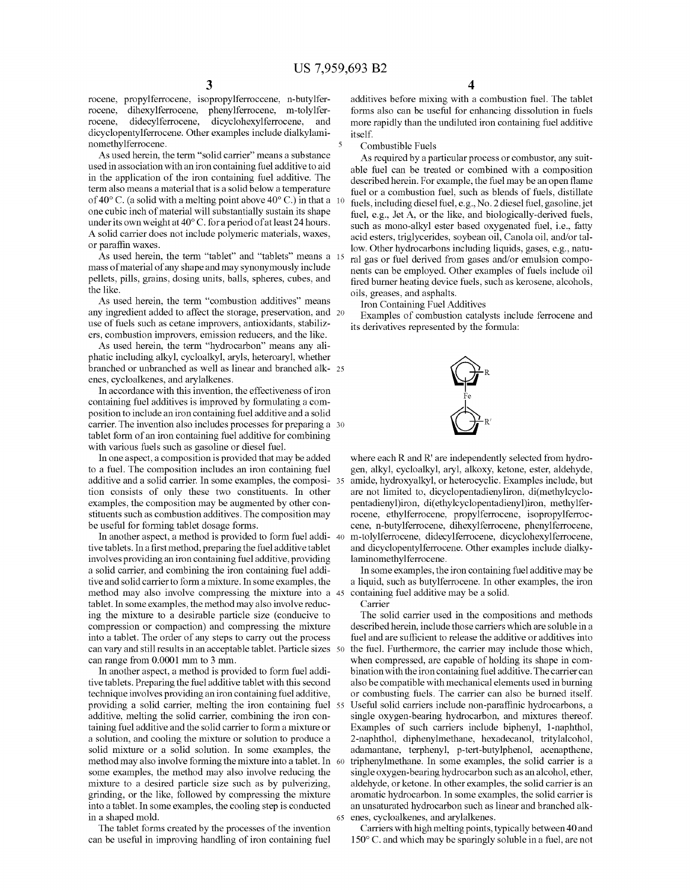rocene, propylferrocene, isopropylferroccene, n-butylferrocene, dihexylferrocene, phenylferrocene, m-tolylferrocene, didecylferrocene, dicyclohexylferrocene, and dicyclopentylferrocene. Other examples include dialkylaminomethylferrocene.

As used herein, the term "solid carrier" means a substance used in association with an iron containing fuel additive to aid in the application of the iron containing fuel additive. The term also means a material that is a solid below a temperature of 40° C. (a solid with a melting point above 40° C.) in that a one cubic inch of material will substantially sustain its shape under its own weight at 40° C. for a period of at least 24 hours. A solid carrier does not include polymeric materials, waxes, or paraffin waxes.

As used herein, the term "tablet" and "tablets" means a mass of material of any shape and may synonymously include pellets, pills, grains, dosing units, balls, spheres, cubes, and the like.

As used herein, the term "combustion additives" means any ingredient added to affect the storage, preservation, and use of fuels such as cetane improvers, antioxidants, stabilizers, combustion improvers, emission reducers, and the like.

As used herein, the term "hydrocarbon" means any aliphatic including alkyl, cycloalkyl, aryls, heteroaryl, whether branched or unbranched as well as linear and branched alkenes, cycloalkenes, and arylalkenes.

In accordance with this invention, the effectiveness of iron containing fuel additives is improved by formulating a composition to include an iron containing fuel additive and a solid carrier. The invention also includes processes for preparing a tablet form of an iron containing fuel additive for combining with various fuels such as gasoline or diesel fuel.

In one aspect, a composition is provided that may be added to a fuel. The composition includes an iron containing fuel additive and a solid carrier. In some examples, the composition consists of only these two constituents. In other examples, the composition may be augmented by other constituents such as combustion additives. The composition may be useful for forming tablet dosage forms.

In another aspect, a method is provided to form fuel additive tablets. In a first method, preparing the fuel additive tablet involves providing an iron containing fuel additive, providing a solid carrier, and combining the iron containing fuel additive and solid carrier to form a mixture. In some examples, the method may also involve compressing the mixture into a tablet. In some examples, the method may also involve reducing the mixture to a desirable particle size (conducive to compression or compaction) and compressing the mixture into a tablet. The order of any steps to carry out the process can vary and still results in an acceptable tablet. Particle sizes can range from 0.0001 mm to 3 mm.

In another aspect, a method is provided to form fuel additive tablets. Preparing the fuel additive tablet with this second technique involves providing an iron containing fuel additive, providing a solid carrier, melting the iron containing fuel additive, melting the solid carrier, combining the iron containing fuel additive and the solid carrier to form a mixture or a solution, and cooling the mixture or solution to produce a solid mixture or a solid solution. In some examples, the method may also involve forming the mixture into a tablet. In some examples, the method may also involve reducing the mixture to a desired particle size such as by pulverizing, grinding, or the like, followed by compressing the mixture into a tablet. In some examples, the cooling step is conducted in a shaped mold.

The tablet forms created by the processes of the invention can be useful in improving handling of iron containing fuel additives before mixing with a combustion fuel. The tablet forms also can be useful for enhancing dissolution in fuels more rapidly than the undiluted iron containing fuel additive itself.

Combustible Fuels

As required by a particular process or combustor, any suitable fuel can be treated or combined with a composition described herein. For example, the fuel may be an open flame fuel or a combustion fuel, such as blends of fuels, distillate fuels, including diesel fuel, e.g., No. 2 diesel fuel, gasoline, jet fuel, e.g., Jet A, or the like, and biologically-derived fuels, such as mono-alkyl ester based oxygenated fuel, i.e., fatty acid esters, triglycerides, soybean oil, Canola oil, and/or tallow. Other hydrocarbons including liquids, gases, e.g., natural gas or fuel derived from gases and/or emulsion components can be employed. Other examples of fuels include oil fired burner heating device fuels, such as kerosene, alcohols, oils, greases, and asphalts.

Iron Containing Fuel Additives

Examples of combustion catalysts include ferrocene and its derivatives represented by the formula:

[Structure: ferrocene with substituent R on upper cyclopentadienyl ring and R' on lower cyclopentadienyl ring, both coordinated to Fe]

where each R and R' are independently selected from hydrogen, alkyl, cycloalkyl, aryl, alkoxy, ketone, ester, aldehyde, amide, hydroxyalkyl, or heterocyclic. Examples include, but are not limited to, dicyclopentadienyliron, di(methylcyclopentadienyl)iron, di(ethylcyclopentadienyl)iron, methylferrocene, ethylferrocene, propylferrocene, isopropylferroccene, n-butylferrocene, dihexylferrocene, phenylferrocene, m-tolylferrocene, didecylferrocene, dicyclohexylferrocene, and dicyclopentylferrocene. Other examples include dialkylaminomethylferrocene.

In some examples, the iron containing fuel additive may be a liquid, such as butylferrocene. In other examples, the iron containing fuel additive may be a solid.

Carrier

The solid carrier used in the compositions and methods described herein, include those carriers which are soluble in a fuel and are sufficient to release the additive or additives into the fuel. Furthermore, the carrier may include those which, when compressed, are capable of holding its shape in combination with the iron containing fuel additive. The carrier can also be compatible with mechanical elements used in burning or combusting fuels. The carrier can also be burned itself. Useful solid carriers include non-paraffinic hydrocarbons, a single oxygen-bearing hydrocarbon, and mixtures thereof. Examples of such carriers include biphenyl, 1-naphthol, 2-naphthol, diphenylmethane, hexadecanol, tritylalcohol, adamantane, terphenyl, p-tert-butylphenol, acenapthene, triphenylmethane. In some examples, the solid carrier is a single oxygen-bearing hydrocarbon such as an alcohol, ether, aldehyde, or ketone. In other examples, the solid carrier is an aromatic hydrocarbon. In some examples, the solid carrier is an unsaturated hydrocarbon such as linear and branched alkenes, cycloalkenes, and arylalkenes.

Carriers with high melting points, typically between 40 and 150° C. and which may be sparingly soluble in a fuel, are not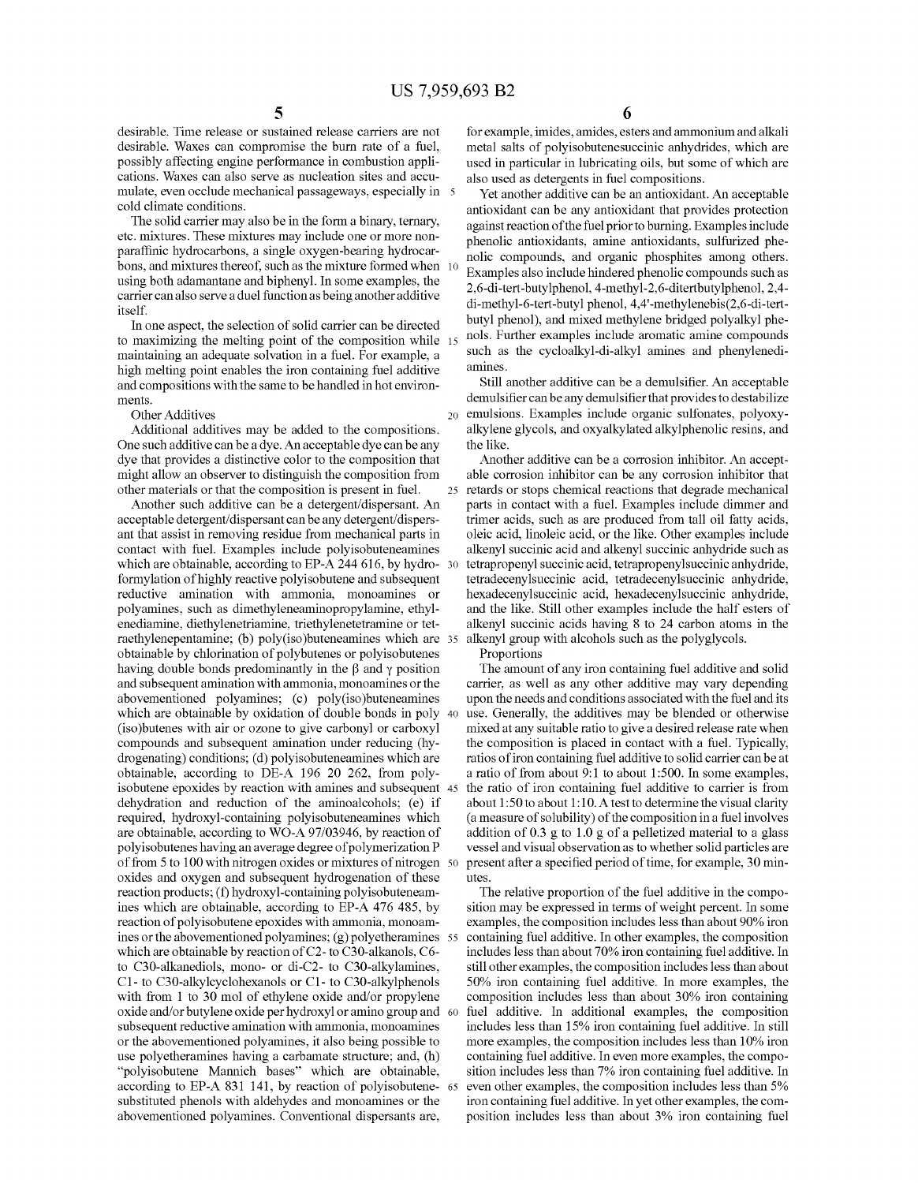desirable. Time release or sustained release carriers are not desirable. Waxes can compromise the burn rate of a fuel, possibly affecting engine performance in combustion applications. Waxes can also serve as nucleation sites and accumulate, even occlude mechanical passageways, especially in cold climate conditions.

The solid carrier may also be in the form a binary, ternary, etc. mixtures. These mixtures may include one or more non-paraffinic hydrocarbons, a single oxygen-bearing hydrocarbons, and mixtures thereof, such as the mixture formed when using both adamantane and biphenyl. In some examples, the carrier can also serve a duel function as being another additive itself.

In one aspect, the selection of solid carrier can be directed to maximizing the melting point of the composition while maintaining an adequate solvation in a fuel. For example, a high melting point enables the iron containing fuel additive and compositions with the same to be handled in hot environments.

Other Additives

Additional additives may be added to the compositions. One such additive can be a dye. An acceptable dye can be any dye that provides a distinctive color to the composition that might allow an observer to distinguish the composition from other materials or that the composition is present in fuel.

Another such additive can be a detergent/dispersant. An acceptable detergent/dispersant can be any detergent/dispersant that assist in removing residue from mechanical parts in contact with fuel. Examples include polyisobuteneamines which are obtainable, according to EP-A 244 616, by hydroformylation of highly reactive polyisobutene and subsequent reductive amination with ammonia, monoamines or polyamines, such as dimethyleneaminopropylamine, ethylenediamine, diethylenetriamine, triethylenetetramine or tetraethylenepentamine; (b) poly(iso)buteneamines which are obtainable by chlorination of polybutenes or polyisobutenes having double bonds predominantly in the β and γ position and subsequent amination with ammonia, monoamines or the abovementioned polyamines; (c) poly(iso)buteneamines which are obtainable by oxidation of double bonds in poly (iso)butenes with air or ozone to give carbonyl or carboxyl compounds and subsequent amination under reducing (hydrogenating) conditions; (d) polyisobuteneamines which are obtainable, according to DE-A 196 20 262, from polyisobutene epoxides by reaction with amines and subsequent dehydration and reduction of the aminoalcohols; (e) if required, hydroxyl-containing polyisobuteneamines which are obtainable, according to WO-A 97/03946, by reaction of polyisobutenes having an average degree of polymerization P of from 5 to 100 with nitrogen oxides or mixtures of nitrogen oxides and oxygen and subsequent hydrogenation of these reaction products; (f) hydroxyl-containing polyisobuteneamines which are obtainable, according to EP-A 476 485, by reaction of polyisobutene epoxides with ammonia, monoamines or the abovementioned polyamines; (g) polyetheramines which are obtainable by reaction of C2- to C30-alkanols, C6- to C30-alkanediols, mono- or di-C2- to C30-alkylamines, C1- to C30-alkylcyclohexanols or C1- to C30-alkylphenols with from 1 to 30 mol of ethylene oxide and/or propylene oxide and/or butylene oxide per hydroxyl or amino group and subsequent reductive amination with ammonia, monoamines or the abovementioned polyamines, it also being possible to use polyetheramines having a carbamate structure; and, (h) "polyisobutene Mannich bases" which are obtainable, according to EP-A 831 141, by reaction of polyisobutene-substituted phenols with aldehydes and monoamines or the abovementioned polyamines. Conventional dispersants are, for example, imides, amides, esters and ammonium and alkali metal salts of polyisobutenesuccinic anhydrides, which are used in particular in lubricating oils, but some of which are also used as detergents in fuel compositions.

Yet another additive can be an antioxidant. An acceptable antioxidant can be any antioxidant that provides protection against reaction of the fuel prior to burning. Examples include phenolic antioxidants, amine antioxidants, sulfurized phenolic compounds, and organic phosphites among others. Examples also include hindered phenolic compounds such as 2,6-di-tert-butylphenol, 4-methyl-2,6-ditertbutylphenol, 2,4-di-methyl-6-tert-butyl phenol, 4,4'-methylenebis(2,6-di-tert-butyl phenol), and mixed methylene bridged polyalkyl phenols. Further examples include aromatic amine compounds such as the cycloalkyl-di-alkyl amines and phenylenediamines.

Still another additive can be a demulsifier. An acceptable demulsifier can be any demulsifier that provides to destabilize emulsions. Examples include organic sulfonates, polyoxyalkylene glycols, and oxyalkylated alkylphenolic resins, and the like.

Another additive can be a corrosion inhibitor. An acceptable corrosion inhibitor can be any corrosion inhibitor that retards or stops chemical reactions that degrade mechanical parts in contact with a fuel. Examples include dimmer and trimer acids, such as are produced from tall oil fatty acids, oleic acid, linoleic acid, or the like. Other examples include alkenyl succinic acid and alkenyl succinic anhydride such as tetrapropenyl succinic acid, tetrapropenylsuccinic anhydride, tetradecenylsuccinic acid, tetradecenylsuccinic anhydride, hexadecenylsuccinic acid, hexadecenylsuccinic anhydride, and the like. Still other examples include the half esters of alkenyl succinic acids having 8 to 24 carbon atoms in the alkenyl group with alcohols such as the polyglycols.

Proportions

The amount of any iron containing fuel additive and solid carrier, as well as any other additive may vary depending upon the needs and conditions associated with the fuel and its use. Generally, the additives may be blended or otherwise mixed at any suitable ratio to give a desired release rate when the composition is placed in contact with a fuel. Typically, ratios of iron containing fuel additive to solid carrier can be at a ratio of from about 9:1 to about 1:500. In some examples, the ratio of iron containing fuel additive to carrier is from about 1:50 to about 1:10. A test to determine the visual clarity (a measure of solubility) of the composition in a fuel involves addition of 0.3 g to 1.0 g of a pelletized material to a glass vessel and visual observation as to whether solid particles are present after a specified period of time, for example, 30 minutes.

The relative proportion of the fuel additive in the composition may be expressed in terms of weight percent. In some examples, the composition includes less than about 90% iron containing fuel additive. In other examples, the composition includes less than about 70% iron containing fuel additive. In still other examples, the composition includes less than about 50% iron containing fuel additive. In more examples, the composition includes less than about 30% iron containing fuel additive. In additional examples, the composition includes less than 15% iron containing fuel additive. In still more examples, the composition includes less than 10% iron containing fuel additive. In even more examples, the composition includes less than 7% iron containing fuel additive. In even other examples, the composition includes less than 5% iron containing fuel additive. In yet other examples, the composition includes less than about 3% iron containing fuel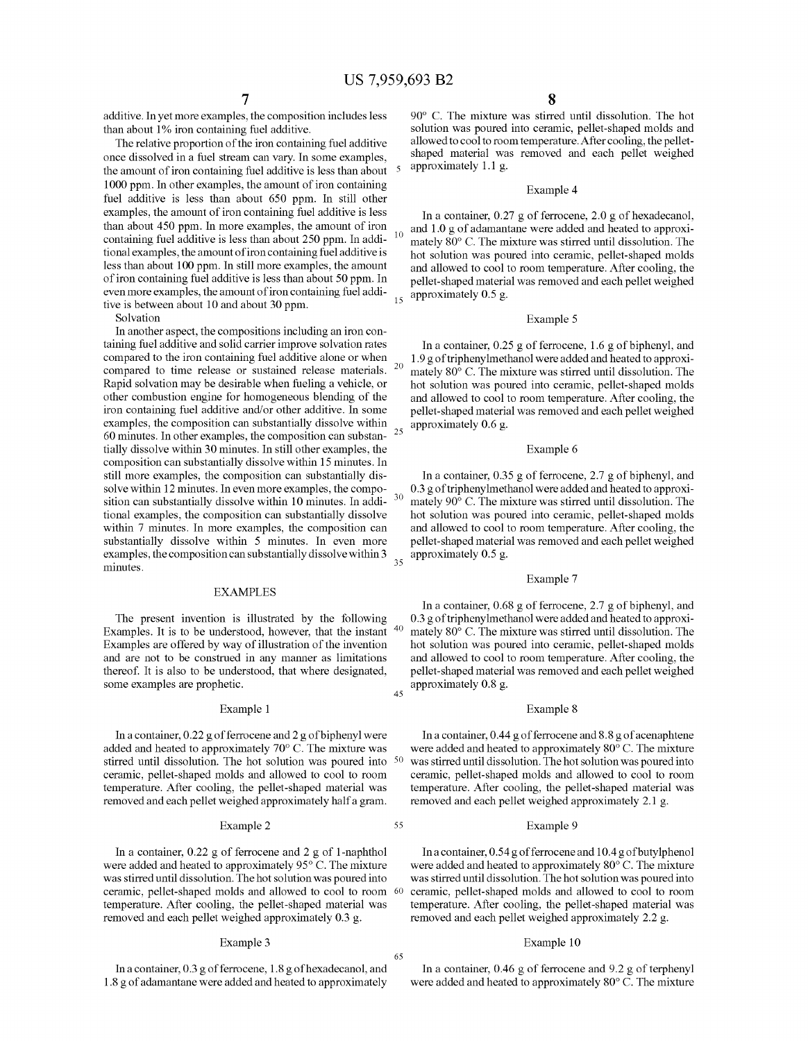additive. In yet more examples, the composition includes less than about 1% iron containing fuel additive.

The relative proportion of the iron containing fuel additive once dissolved in a fuel stream can vary. In some examples, the amount of iron containing fuel additive is less than about 1000 ppm. In other examples, the amount of iron containing fuel additive is less than about 650 ppm. In still other examples, the amount of iron containing fuel additive is less than about 450 ppm. In more examples, the amount of iron containing fuel additive is less than about 250 ppm. In additional examples, the amount of iron containing fuel additive is less than about 100 ppm. In still more examples, the amount of iron containing fuel additive is less than about 50 ppm. In even more examples, the amount of iron containing fuel additive is between about 10 and about 30 ppm.

Solvation

In another aspect, the compositions including an iron containing fuel additive and solid carrier improve solvation rates compared to the iron containing fuel additive alone or when compared to time release or sustained release materials. Rapid solvation may be desirable when fueling a vehicle, or other combustion engine for homogeneous blending of the iron containing fuel additive and/or other additive. In some examples, the composition can substantially dissolve within 60 minutes. In other examples, the composition can substantially dissolve within 30 minutes. In still other examples, the composition can substantially dissolve within 15 minutes. In still more examples, the composition can substantially dissolve within 12 minutes. In even more examples, the composition can substantially dissolve within 10 minutes. In additional examples, the composition can substantially dissolve within 7 minutes. In more examples, the composition can substantially dissolve within 5 minutes. In even more examples, the composition can substantially dissolve within 3 minutes.

## EXAMPLES

The present invention is illustrated by the following Examples. It is to be understood, however, that the instant Examples are offered by way of illustration of the invention and are not to be construed in any manner as limitations thereof. It is also to be understood, that where designated, some examples are prophetic.

### Example 1

In a container, 0.22 g of ferrocene and 2 g of biphenyl were added and heated to approximately 70° C. The mixture was stirred until dissolution. The hot solution was poured into ceramic, pellet-shaped molds and allowed to cool to room temperature. After cooling, the pellet-shaped material was removed and each pellet weighed approximately half a gram.

### Example 2

In a container, 0.22 g of ferrocene and 2 g of 1-naphthol were added and heated to approximately 95° C. The mixture was stirred until dissolution. The hot solution was poured into ceramic, pellet-shaped molds and allowed to cool to room temperature. After cooling, the pellet-shaped material was removed and each pellet weighed approximately 0.3 g.

### Example 3

In a container, 0.3 g of ferrocene, 1.8 g of hexadecanol, and 1.8 g of adamantane were added and heated to approximately 90° C. The mixture was stirred until dissolution. The hot solution was poured into ceramic, pellet-shaped molds and allowed to cool to room temperature. After cooling, the pellet-shaped material was removed and each pellet weighed approximately 1.1 g.

### Example 4

In a container, 0.27 g of ferrocene, 2.0 g of hexadecanol, and 1.0 g of adamantane were added and heated to approximately 80° C. The mixture was stirred until dissolution. The hot solution was poured into ceramic, pellet-shaped molds and allowed to cool to room temperature. After cooling, the pellet-shaped material was removed and each pellet weighed approximately 0.5 g.

### Example 5

In a container, 0.25 g of ferrocene, 1.6 g of biphenyl, and 1.9 g of triphenylmethanol were added and heated to approximately 80° C. The mixture was stirred until dissolution. The hot solution was poured into ceramic, pellet-shaped molds and allowed to cool to room temperature. After cooling, the pellet-shaped material was removed and each pellet weighed approximately 0.6 g.

### Example 6

In a container, 0.35 g of ferrocene, 2.7 g of biphenyl, and 0.3 g of triphenylmethanol were added and heated to approximately 90° C. The mixture was stirred until dissolution. The hot solution was poured into ceramic, pellet-shaped molds and allowed to cool to room temperature. After cooling, the pellet-shaped material was removed and each pellet weighed approximately 0.5 g.

### Example 7

In a container, 0.68 g of ferrocene, 2.7 g of biphenyl, and 0.3 g of triphenylmethanol were added and heated to approximately 80° C. The mixture was stirred until dissolution. The hot solution was poured into ceramic, pellet-shaped molds and allowed to cool to room temperature. After cooling, the pellet-shaped material was removed and each pellet weighed approximately 0.8 g.

### Example 8

In a container, 0.44 g of ferrocene and 8.8 g of acenaphtene were added and heated to approximately 80° C. The mixture was stirred until dissolution. The hot solution was poured into ceramic, pellet-shaped molds and allowed to cool to room temperature. After cooling, the pellet-shaped material was removed and each pellet weighed approximately 2.1 g.

### Example 9

In a container, 0.54 g of ferrocene and 10.4 g of butylphenol were added and heated to approximately 80° C. The mixture was stirred until dissolution. The hot solution was poured into ceramic, pellet-shaped molds and allowed to cool to room temperature. After cooling, the pellet-shaped material was removed and each pellet weighed approximately 2.2 g.

### Example 10

In a container, 0.46 g of ferrocene and 9.2 g of terphenyl were added and heated to approximately 80° C. The mixture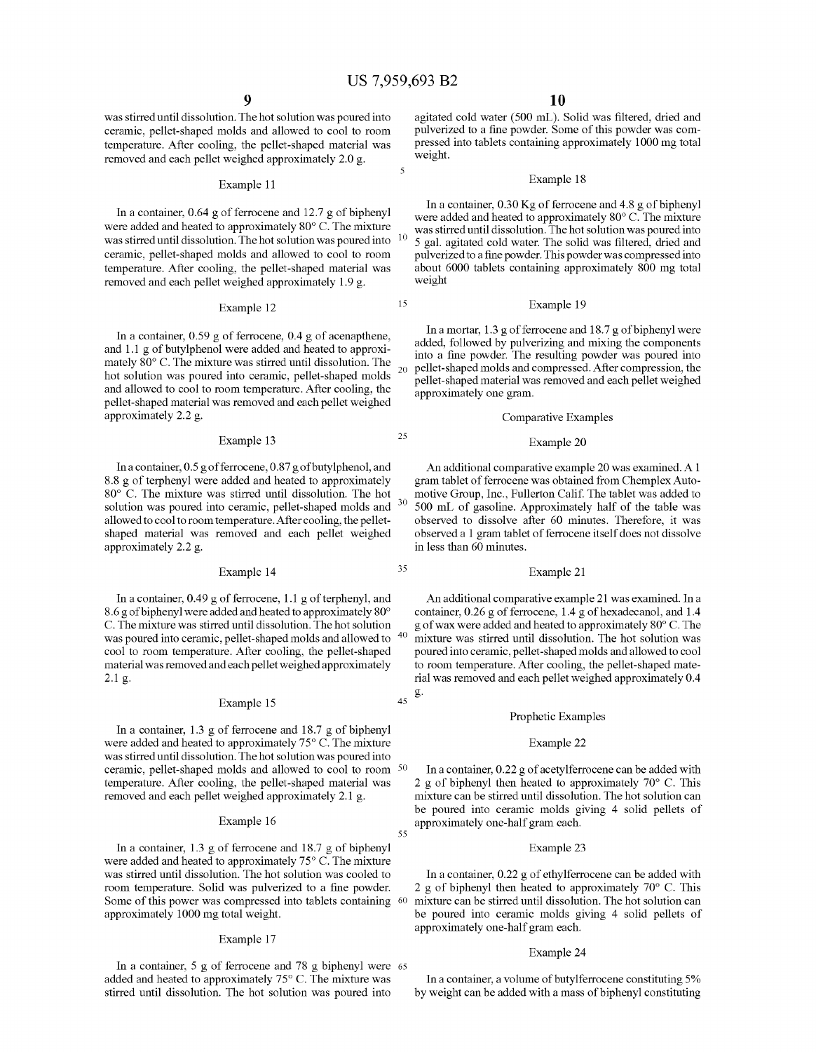was stirred until dissolution. The hot solution was poured into ceramic, pellet-shaped molds and allowed to cool to room temperature. After cooling, the pellet-shaped material was removed and each pellet weighed approximately 2.0 g.

### Example 11

In a container, 0.64 g of ferrocene and 12.7 g of biphenyl were added and heated to approximately 80° C. The mixture was stirred until dissolution. The hot solution was poured into ceramic, pellet-shaped molds and allowed to cool to room temperature. After cooling, the pellet-shaped material was removed and each pellet weighed approximately 1.9 g.

### Example 12

In a container, 0.59 g of ferrocene, 0.4 g of acenapthene, and 1.1 g of butylphenol were added and heated to approximately 80° C. The mixture was stirred until dissolution. The hot solution was poured into ceramic, pellet-shaped molds and allowed to cool to room temperature. After cooling, the pellet-shaped material was removed and each pellet weighed approximately 2.2 g.

### Example 13

In a container, 0.5 g of ferrocene, 0.87 g of butylphenol, and 8.8 g of terphenyl were added and heated to approximately 80° C. The mixture was stirred until dissolution. The hot solution was poured into ceramic, pellet-shaped molds and allowed to cool to room temperature. After cooling, the pellet-shaped material was removed and each pellet weighed approximately 2.2 g.

### Example 14

In a container, 0.49 g of ferrocene, 1.1 g of terphenyl, and 8.6 g of biphenyl were added and heated to approximately 80° C. The mixture was stirred until dissolution. The hot solution was poured into ceramic, pellet-shaped molds and allowed to cool to room temperature. After cooling, the pellet-shaped material was removed and each pellet weighed approximately 2.1 g.

### Example 15

In a container, 1.3 g of ferrocene and 18.7 g of biphenyl were added and heated to approximately 75° C. The mixture was stirred until dissolution. The hot solution was poured into ceramic, pellet-shaped molds and allowed to cool to room temperature. After cooling, the pellet-shaped material was removed and each pellet weighed approximately 2.1 g.

### Example 16

In a container, 1.3 g of ferrocene and 18.7 g of biphenyl were added and heated to approximately 75° C. The mixture was stirred until dissolution. The hot solution was cooled to room temperature. Solid was pulverized to a fine powder. Some of this power was compressed into tablets containing approximately 1000 mg total weight.

### Example 17

In a container, 5 g of ferrocene and 78 g biphenyl were added and heated to approximately 75° C. The mixture was stirred until dissolution. The hot solution was poured into agitated cold water (500 mL). Solid was filtered, dried and pulverized to a fine powder. Some of this powder was compressed into tablets containing approximately 1000 mg total weight.

### Example 18

In a container, 0.30 Kg of ferrocene and 4.8 g of biphenyl were added and heated to approximately 80° C. The mixture was stirred until dissolution. The hot solution was poured into 5 gal. agitated cold water. The solid was filtered, dried and pulverized to a fine powder. This powder was compressed into about 6000 tablets containing approximately 800 mg total weight

### Example 19

In a mortar, 1.3 g of ferrocene and 18.7 g of biphenyl were added, followed by pulverizing and mixing the components into a fine powder. The resulting powder was poured into pellet-shaped molds and compressed. After compression, the pellet-shaped material was removed and each pellet weighed approximately one gram.

## Comparative Examples

### Example 20

An additional comparative example 20 was examined. A 1 gram tablet of ferrocene was obtained from Chemplex Automotive Group, Inc., Fullerton Calif. The tablet was added to 500 mL of gasoline. Approximately half of the table was observed to dissolve after 60 minutes. Therefore, it was observed a 1 gram tablet of ferrocene itself does not dissolve in less than 60 minutes.

### Example 21

An additional comparative example 21 was examined. In a container, 0.26 g of ferrocene, 1.4 g of hexadecanol, and 1.4 g of wax were added and heated to approximately 80° C. The mixture was stirred until dissolution. The hot solution was poured into ceramic, pellet-shaped molds and allowed to cool to room temperature. After cooling, the pellet-shaped material was removed and each pellet weighed approximately 0.4 g.

## Prophetic Examples

### Example 22

In a container, 0.22 g of acetylferrocene can be added with 2 g of biphenyl then heated to approximately 70° C. This mixture can be stirred until dissolution. The hot solution can be poured into ceramic molds giving 4 solid pellets of approximately one-half gram each.

### Example 23

In a container, 0.22 g of ethylferrocene can be added with 2 g of biphenyl then heated to approximately 70° C. This mixture can be stirred until dissolution. The hot solution can be poured into ceramic molds giving 4 solid pellets of approximately one-half gram each.

### Example 24

In a container, a volume of butylferrocene constituting 5% by weight can be added with a mass of biphenyl constituting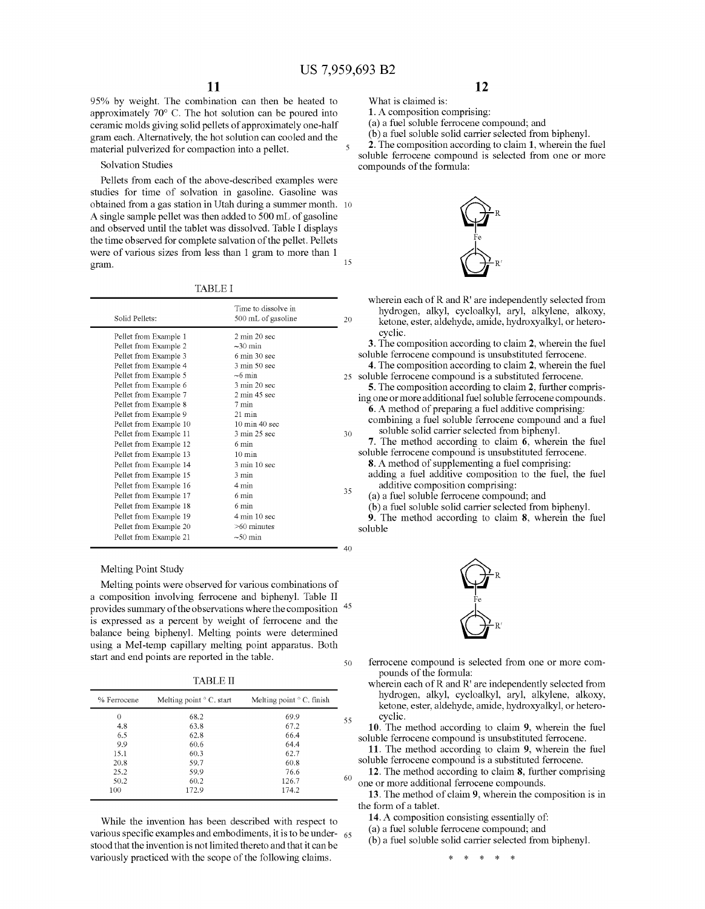95% by weight. The combination can then be heated to approximately 70° C. The hot solution can be poured into ceramic molds giving solid pellets of approximately one-half gram each. Alternatively, the hot solution can cooled and the material pulverized for compaction into a pellet.

Solvation Studies

Pellets from each of the above-described examples were studies for time of solvation in gasoline. Gasoline was obtained from a gas station in Utah during a summer month. A single sample pellet was then added to 500 mL of gasoline and observed until the tablet was dissolved. Table I displays the time observed for complete salvation of the pellet. Pellets were of various sizes from less than 1 gram to more than 1 gram.

TABLE I

| Solid Pellets: | Time to dissolve in 500 mL of gasoline |
|---|---|
| Pellet from Example 1 | 2 min 20 sec |
| Pellet from Example 2 | ~30 min |
| Pellet from Example 3 | 6 min 30 sec |
| Pellet from Example 4 | 3 min 50 sec |
| Pellet from Example 5 | ~6 min |
| Pellet from Example 6 | 3 min 20 sec |
| Pellet from Example 7 | 2 min 45 sec |
| Pellet from Example 8 | 7 min |
| Pellet from Example 9 | 21 min |
| Pellet from Example 10 | 10 min 40 sec |
| Pellet from Example 11 | 3 min 25 sec |
| Pellet from Example 12 | 6 min |
| Pellet from Example 13 | 10 min |
| Pellet from Example 14 | 3 min 10 sec |
| Pellet from Example 15 | 3 min |
| Pellet from Example 16 | 4 min |
| Pellet from Example 17 | 6 min |
| Pellet from Example 18 | 6 min |
| Pellet from Example 19 | 4 min 10 sec |
| Pellet from Example 20 | >60 minutes |
| Pellet from Example 21 | ~50 min |

Melting Point Study

Melting points were observed for various combinations of a composition involving ferrocene and biphenyl. Table II provides summary of the observations where the composition is expressed as a percent by weight of ferrocene and the balance being biphenyl. Melting points were determined using a Mel-temp capillary melting point apparatus. Both start and end points are reported in the table.

TABLE II

| % Ferrocene | Melting point ° C. start | Melting point ° C. finish |
|---|---|---|
| 0 | 68.2 | 69.9 |
| 4.8 | 63.8 | 67.2 |
| 6.5 | 62.8 | 66.4 |
| 9.9 | 60.6 | 64.4 |
| 15.1 | 60.3 | 62.7 |
| 20.8 | 59.7 | 60.8 |
| 25.2 | 59.9 | 76.6 |
| 50.2 | 60.2 | 126.7 |
| 100 | 172.9 | 174.2 |

While the invention has been described with respect to various specific examples and embodiments, it is to be understood that the invention is not limited thereto and that it can be variously practiced with the scope of the following claims.

What is claimed is:

1. A composition comprising:
(a) a fuel soluble ferrocene compound; and
(b) a fuel soluble solid carrier selected from biphenyl.

2. The composition according to claim 1, wherein the fuel soluble ferrocene compound is selected from one or more compounds of the formula:

wherein each of R and R' are independently selected from hydrogen, alkyl, cycloalkyl, aryl, alkylene, alkoxy, ketone, ester, aldehyde, amide, hydroxyalkyl, or heterocyclic.

3. The composition according to claim 2, wherein the fuel soluble ferrocene compound is unsubstituted ferrocene.

4. The composition according to claim 2, wherein the fuel soluble ferrocene compound is a substituted ferrocene.

5. The composition according to claim 2, further comprising one or more additional fuel soluble ferrocene compounds.

6. A method of preparing a fuel additive comprising:
combining a fuel soluble ferrocene compound and a fuel soluble solid carrier selected from biphenyl.

7. The method according to claim 6, wherein the fuel soluble ferrocene compound is unsubstituted ferrocene.

8. A method of supplementing a fuel comprising:
adding a fuel additive composition to the fuel, the fuel additive composition comprising:
(a) a fuel soluble ferrocene compound; and
(b) a fuel soluble solid carrier selected from biphenyl.

9. The method according to claim 8, wherein the fuel soluble ferrocene compound is selected from one or more compounds of the formula:

wherein each of R and R' are independently selected from hydrogen, alkyl, cycloalkyl, aryl, alkylene, alkoxy, ketone, ester, aldehyde, amide, hydroxyalkyl, or heterocyclic.

10. The method according to claim 9, wherein the fuel soluble ferrocene compound is unsubstituted ferrocene.

11. The method according to claim 9, wherein the fuel soluble ferrocene compound is a substituted ferrocene.

12. The method according to claim 8, further comprising one or more additional ferrocene compounds.

13. The method of claim 9, wherein the composition is in the form of a tablet.

14. A composition consisting essentially of:
(a) a fuel soluble ferrocene compound; and
(b) a fuel soluble solid carrier selected from biphenyl.

\* \* \* \* \*